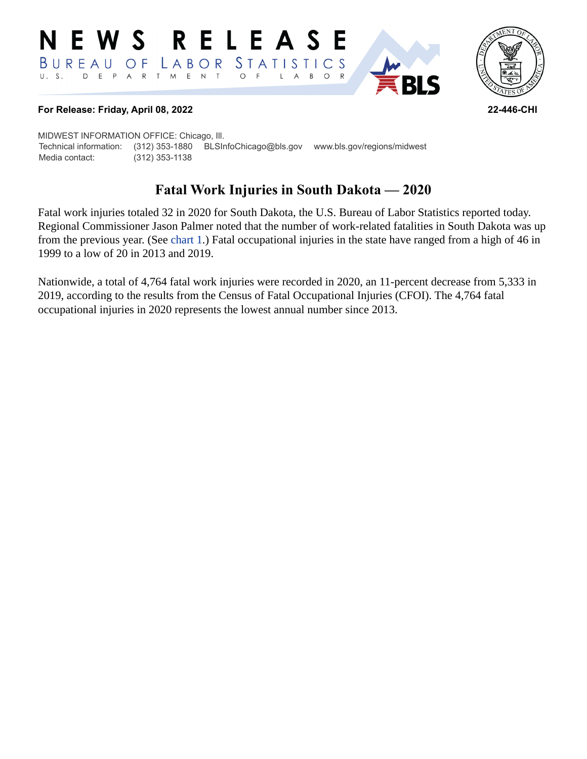# NEWS RELEASE

BUREAU OF LABOR STATISTICS

U. S. DEPARTMENT OF LABOR

**For Release: Friday, April 08, 2022**

**22-446-CHI**

MIDWEST INFORMATION OFFICE: Chicago, Ill.

| | | | |
|---|---|---|---|
| Technical information: | (312) 353-1880 | BLSInfoChicago@bls.gov | www.bls.gov/regions/midwest |
| Media contact: | (312) 353-1138 | | |

## Fatal Work Injuries in South Dakota — 2020

Fatal work injuries totaled 32 in 2020 for South Dakota, the U.S. Bureau of Labor Statistics reported today. Regional Commissioner Jason Palmer noted that the number of work-related fatalities in South Dakota was up from the previous year. (See chart 1.) Fatal occupational injuries in the state have ranged from a high of 46 in 1999 to a low of 20 in 2013 and 2019.

Nationwide, a total of 4,764 fatal work injuries were recorded in 2020, an 11-percent decrease from 5,333 in 2019, according to the results from the Census of Fatal Occupational Injuries (CFOI). The 4,764 fatal occupational injuries in 2020 represents the lowest annual number since 2013.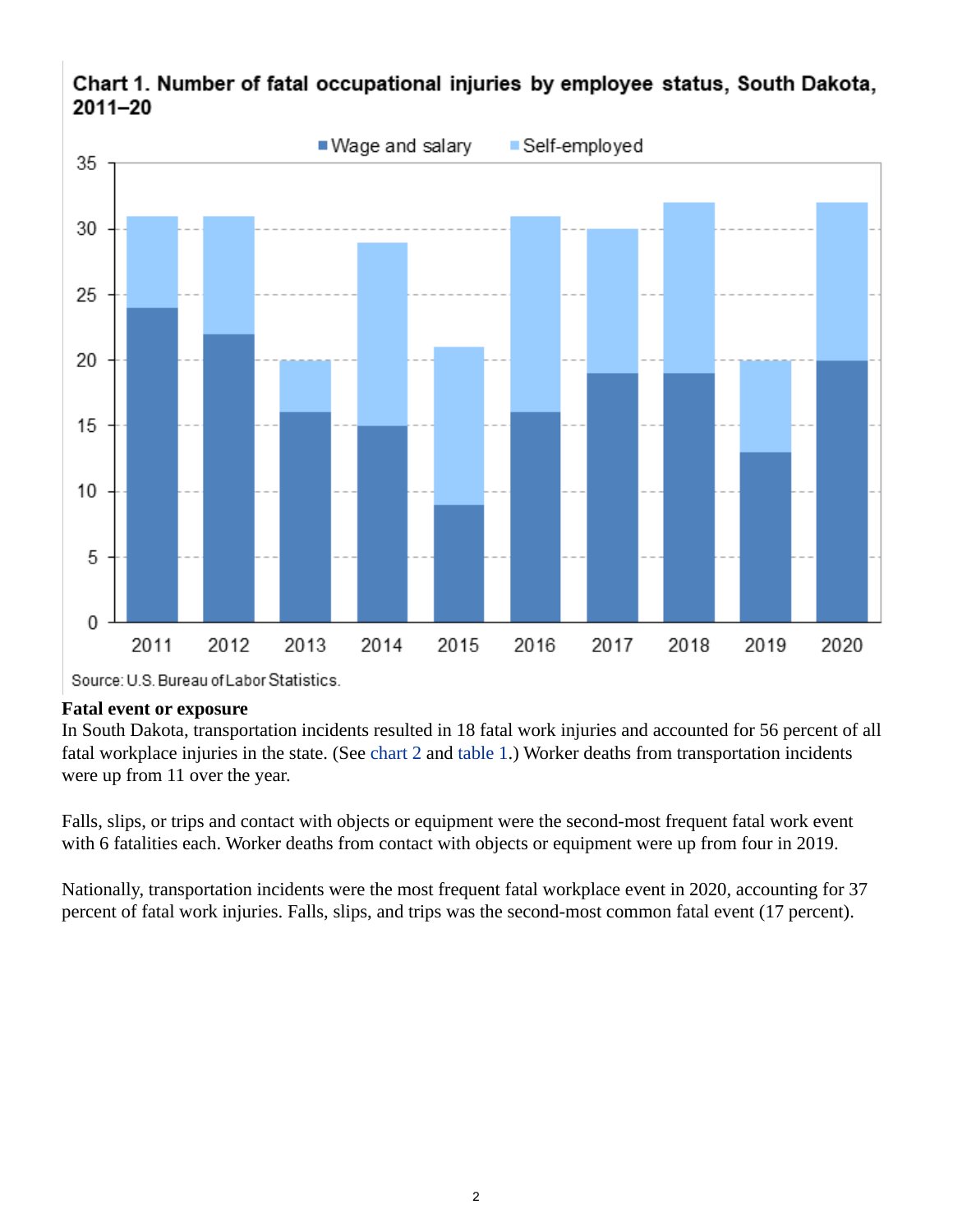**Chart 1. Number of fatal occupational injuries by employee status, South Dakota, 2011–20**

| Year | Wage and salary | Self-employed |
|---|---|---|
| 2011 | 24 | 7 |
| 2012 | 22 | 9 |
| 2013 | 16 | 4 |
| 2014 | 15 | 14 |
| 2015 | 9 | 12 |
| 2016 | 16 | 15 |
| 2017 | 19 | 11 |
| 2018 | 19 | 13 |
| 2019 | 13 | 7 |
| 2020 | 20 | 12 |

Source: U.S. Bureau of Labor Statistics.

**Fatal event or exposure**

In South Dakota, transportation incidents resulted in 18 fatal work injuries and accounted for 56 percent of all fatal workplace injuries in the state. (See chart 2 and table 1.) Worker deaths from transportation incidents were up from 11 over the year.

Falls, slips, or trips and contact with objects or equipment were the second-most frequent fatal work event with 6 fatalities each. Worker deaths from contact with objects or equipment were up from four in 2019.

Nationally, transportation incidents were the most frequent fatal workplace event in 2020, accounting for 37 percent of fatal work injuries. Falls, slips, and trips was the second-most common fatal event (17 percent).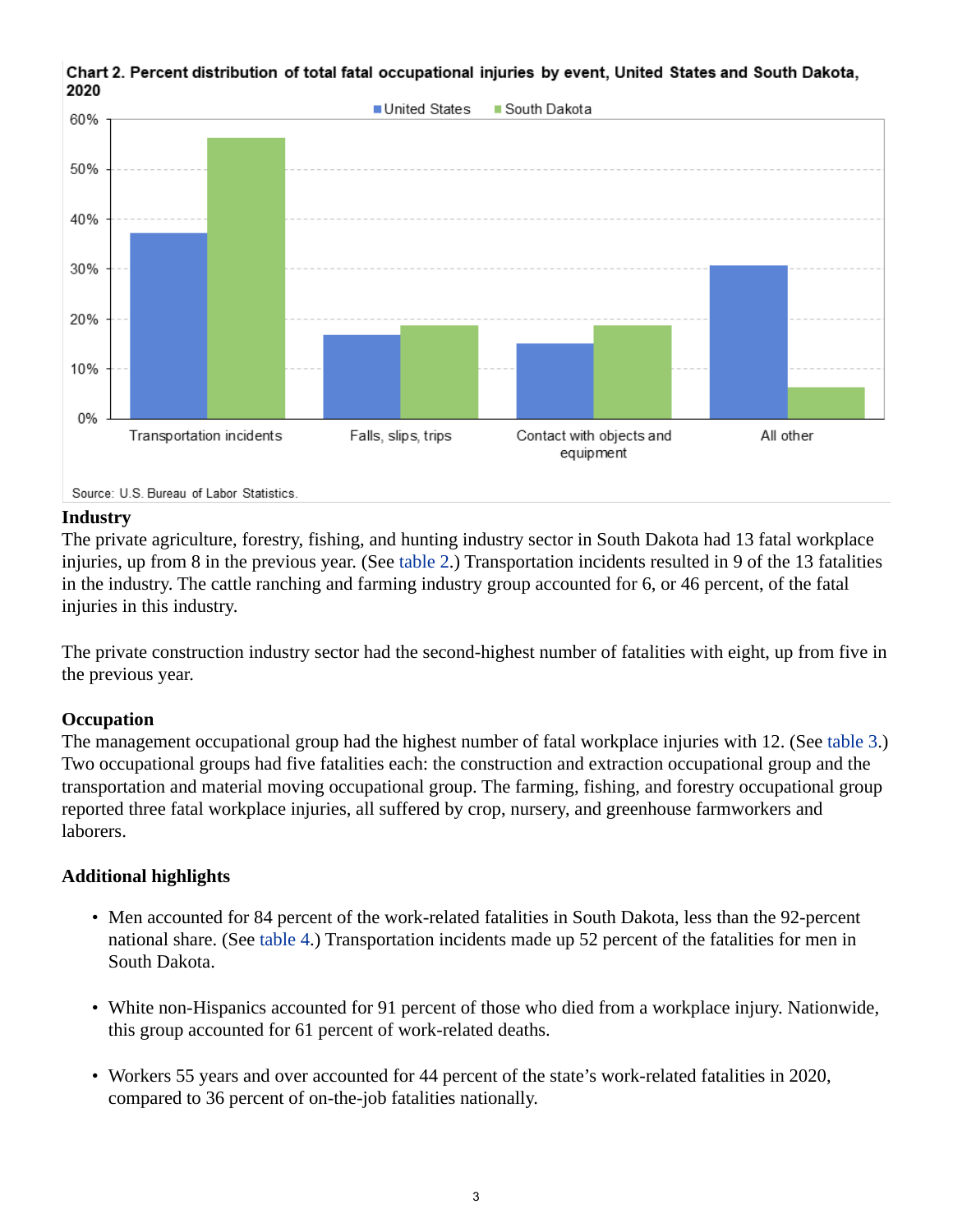**Chart 2. Percent distribution of total fatal occupational injuries by event, United States and South Dakota, 2020**

Source: U.S. Bureau of Labor Statistics.

### Industry

The private agriculture, forestry, fishing, and hunting industry sector in South Dakota had 13 fatal workplace injuries, up from 8 in the previous year. (See table 2.) Transportation incidents resulted in 9 of the 13 fatalities in the industry. The cattle ranching and farming industry group accounted for 6, or 46 percent, of the fatal injuries in this industry.

The private construction industry sector had the second-highest number of fatalities with eight, up from five in the previous year.

### Occupation

The management occupational group had the highest number of fatal workplace injuries with 12. (See table 3.) Two occupational groups had five fatalities each: the construction and extraction occupational group and the transportation and material moving occupational group. The farming, fishing, and forestry occupational group reported three fatal workplace injuries, all suffered by crop, nursery, and greenhouse farmworkers and laborers.

### Additional highlights

- Men accounted for 84 percent of the work-related fatalities in South Dakota, less than the 92-percent national share. (See table 4.) Transportation incidents made up 52 percent of the fatalities for men in South Dakota.
- White non-Hispanics accounted for 91 percent of those who died from a workplace injury. Nationwide, this group accounted for 61 percent of work-related deaths.
- Workers 55 years and over accounted for 44 percent of the state's work-related fatalities in 2020, compared to 36 percent of on-the-job fatalities nationally.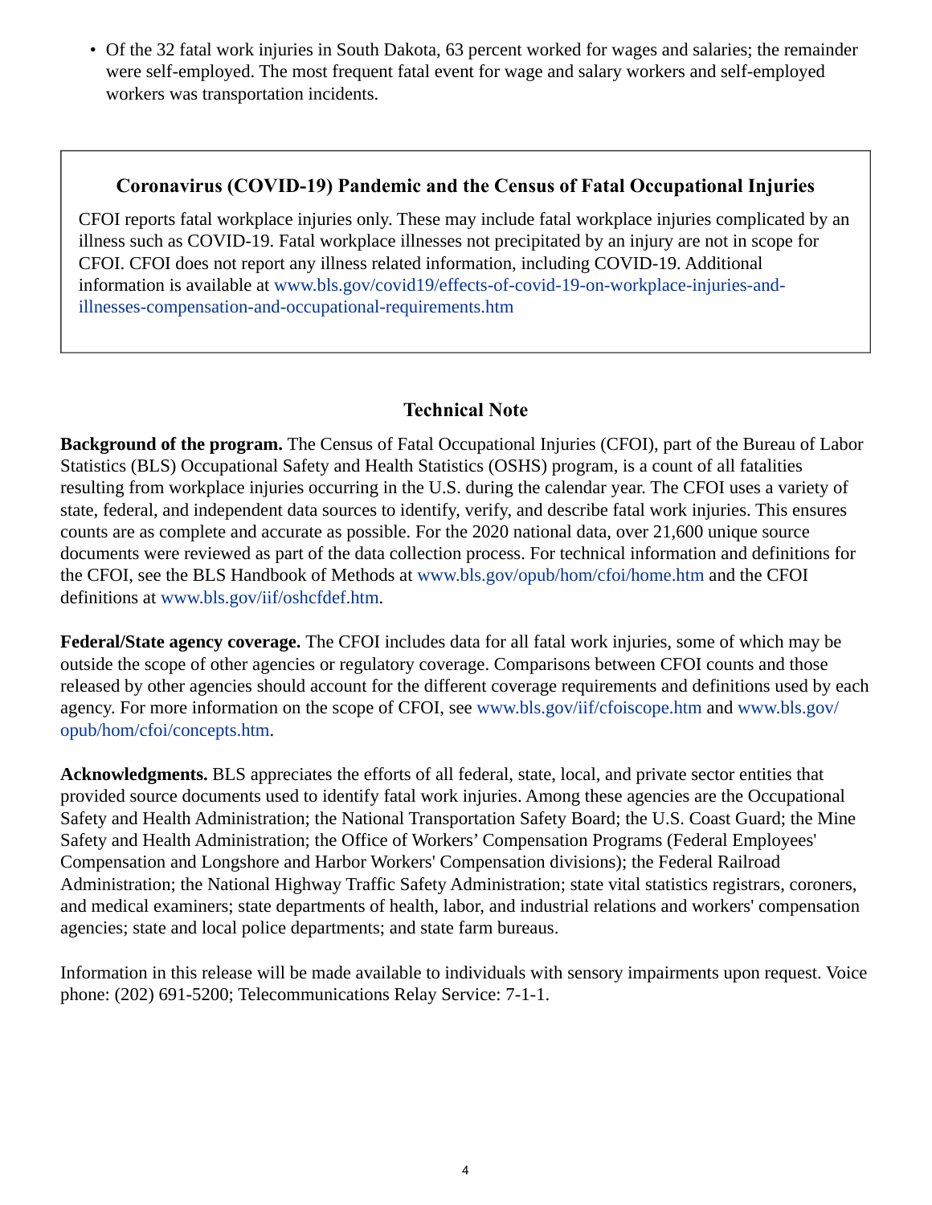- Of the 32 fatal work injuries in South Dakota, 63 percent worked for wages and salaries; the remainder were self-employed. The most frequent fatal event for wage and salary workers and self-employed workers was transportation incidents.

### Coronavirus (COVID-19) Pandemic and the Census of Fatal Occupational Injuries

CFOI reports fatal workplace injuries only. These may include fatal workplace injuries complicated by an illness such as COVID-19. Fatal workplace illnesses not precipitated by an injury are not in scope for CFOI. CFOI does not report any illness related information, including COVID-19. Additional information is available at www.bls.gov/covid19/effects-of-covid-19-on-workplace-injuries-and-illnesses-compensation-and-occupational-requirements.htm

## Technical Note

**Background of the program.** The Census of Fatal Occupational Injuries (CFOI), part of the Bureau of Labor Statistics (BLS) Occupational Safety and Health Statistics (OSHS) program, is a count of all fatalities resulting from workplace injuries occurring in the U.S. during the calendar year. The CFOI uses a variety of state, federal, and independent data sources to identify, verify, and describe fatal work injuries. This ensures counts are as complete and accurate as possible. For the 2020 national data, over 21,600 unique source documents were reviewed as part of the data collection process. For technical information and definitions for the CFOI, see the BLS Handbook of Methods at www.bls.gov/opub/hom/cfoi/home.htm and the CFOI definitions at www.bls.gov/iif/oshcfdef.htm.

**Federal/State agency coverage.** The CFOI includes data for all fatal work injuries, some of which may be outside the scope of other agencies or regulatory coverage. Comparisons between CFOI counts and those released by other agencies should account for the different coverage requirements and definitions used by each agency. For more information on the scope of CFOI, see www.bls.gov/iif/cfoiscope.htm and www.bls.gov/opub/hom/cfoi/concepts.htm.

**Acknowledgments.** BLS appreciates the efforts of all federal, state, local, and private sector entities that provided source documents used to identify fatal work injuries. Among these agencies are the Occupational Safety and Health Administration; the National Transportation Safety Board; the U.S. Coast Guard; the Mine Safety and Health Administration; the Office of Workers' Compensation Programs (Federal Employees' Compensation and Longshore and Harbor Workers' Compensation divisions); the Federal Railroad Administration; the National Highway Traffic Safety Administration; state vital statistics registrars, coroners, and medical examiners; state departments of health, labor, and industrial relations and workers' compensation agencies; state and local police departments; and state farm bureaus.

Information in this release will be made available to individuals with sensory impairments upon request. Voice phone: (202) 691-5200; Telecommunications Relay Service: 7-1-1.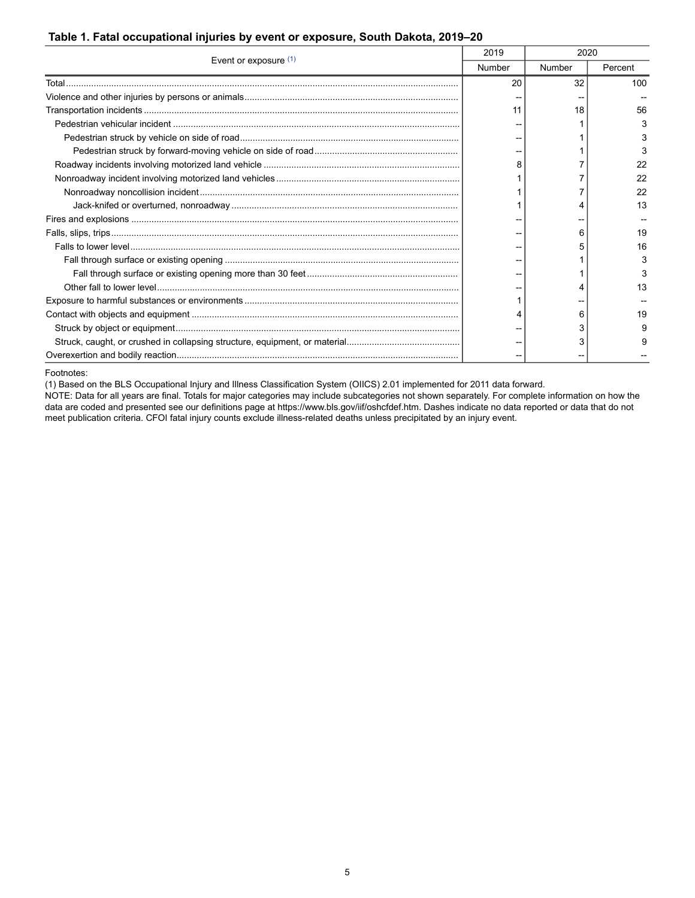### Table 1. Fatal occupational injuries by event or exposure, South Dakota, 2019–20

| Event or exposure [(1)] | 2019 | 2020 | |
|---|---|---|---|
| | Number | Number | Percent |
| Total | 20 | 32 | 100 |
| Violence and other injuries by persons or animals | -- | -- | -- |
| Transportation incidents | 11 | 18 | 56 |
| Pedestrian vehicular incident | -- | 1 | 3 |
| Pedestrian struck by vehicle on side of road | -- | 1 | 3 |
| Pedestrian struck by forward-moving vehicle on side of road | -- | 1 | 3 |
| Roadway incidents involving motorized land vehicle | 8 | 7 | 22 |
| Nonroadway incident involving motorized land vehicles | 1 | 7 | 22 |
| Nonroadway noncollision incident | 1 | 7 | 22 |
| Jack-knifed or overturned, nonroadway | 1 | 4 | 13 |
| Fires and explosions | -- | -- | -- |
| Falls, slips, trips | -- | 6 | 19 |
| Falls to lower level | -- | 5 | 16 |
| Fall through surface or existing opening | -- | 1 | 3 |
| Fall through surface or existing opening more than 30 feet | -- | 1 | 3 |
| Other fall to lower level | -- | 4 | 13 |
| Exposure to harmful substances or environments | 1 | -- | -- |
| Contact with objects and equipment | 4 | 6 | 19 |
| Struck by object or equipment | -- | 3 | 9 |
| Struck, caught, or crushed in collapsing structure, equipment, or material | -- | 3 | 9 |
| Overexertion and bodily reaction | -- | -- | -- |

Footnotes:
(1) Based on the BLS Occupational Injury and Illness Classification System (OIICS) 2.01 implemented for 2011 data forward.
NOTE: Data for all years are final. Totals for major categories may include subcategories not shown separately. For complete information on how the data are coded and presented see our definitions page at https://www.bls.gov/iif/oshcfdef.htm. Dashes indicate no data reported or data that do not meet publication criteria. CFOI fatal injury counts exclude illness-related deaths unless precipitated by an injury event.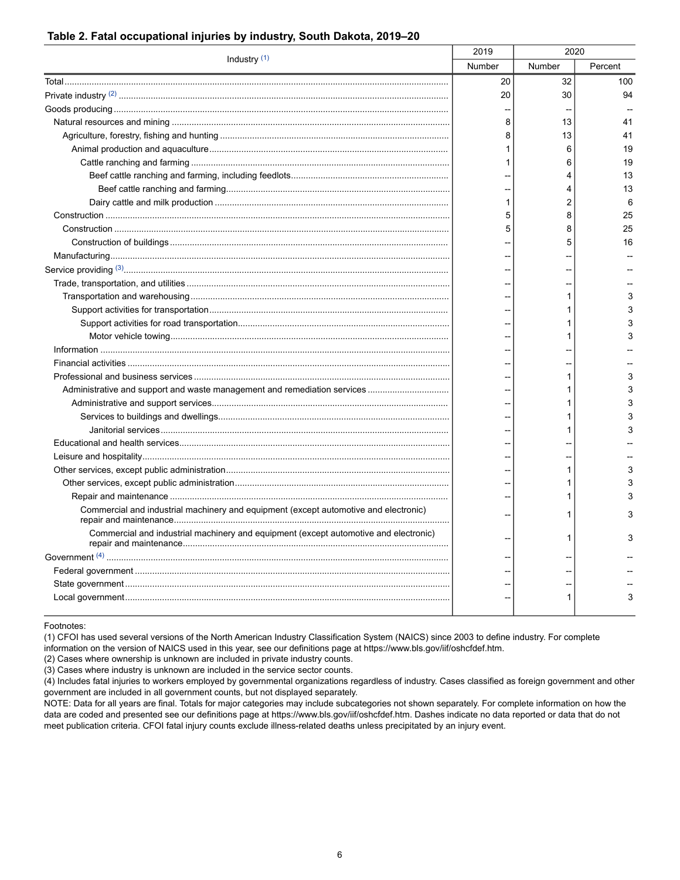## Table 2. Fatal occupational injuries by industry, South Dakota, 2019–20

| Industry [(1)] | 2019 | 2020 | |
|---|---|---|---|
| | Number | Number | Percent |
| Total | 20 | 32 | 100 |
| Private industry [(2)] | 20 | 30 | 94 |
| Goods producing | -- | -- | -- |
| Natural resources and mining | 8 | 13 | 41 |
| Agriculture, forestry, fishing and hunting | 8 | 13 | 41 |
| Animal production and aquaculture | 1 | 6 | 19 |
| Cattle ranching and farming | 1 | 6 | 19 |
| Beef cattle ranching and farming, including feedlots | -- | 4 | 13 |
| Beef cattle ranching and farming | -- | 4 | 13 |
| Dairy cattle and milk production | 1 | 2 | 6 |
| Construction | 5 | 8 | 25 |
| Construction | 5 | 8 | 25 |
| Construction of buildings | -- | 5 | 16 |
| Manufacturing | -- | -- | -- |
| Service providing [(3)] | -- | -- | -- |
| Trade, transportation, and utilities | -- | -- | -- |
| Transportation and warehousing | -- | 1 | 3 |
| Support activities for transportation | -- | 1 | 3 |
| Support activities for road transportation | -- | 1 | 3 |
| Motor vehicle towing | -- | 1 | 3 |
| Information | -- | -- | -- |
| Financial activities | -- | -- | -- |
| Professional and business services | -- | 1 | 3 |
| Administrative and support and waste management and remediation services | -- | 1 | 3 |
| Administrative and support services | -- | 1 | 3 |
| Services to buildings and dwellings | -- | 1 | 3 |
| Janitorial services | -- | 1 | 3 |
| Educational and health services | -- | -- | -- |
| Leisure and hospitality | -- | -- | -- |
| Other services, except public administration | -- | 1 | 3 |
| Other services, except public administration | -- | 1 | 3 |
| Repair and maintenance | -- | 1 | 3 |
| Commercial and industrial machinery and equipment (except automotive and electronic) repair and maintenance | -- | 1 | 3 |
| Commercial and industrial machinery and equipment (except automotive and electronic) repair and maintenance | -- | 1 | 3 |
| Government [(4)] | -- | -- | -- |
| Federal government | -- | -- | -- |
| State government | -- | -- | -- |
| Local government | -- | 1 | 3 |

Footnotes:

(1) CFOI has used several versions of the North American Industry Classification System (NAICS) since 2003 to define industry. For complete information on the version of NAICS used in this year, see our definitions page at https://www.bls.gov/iif/oshcfdef.htm.

(2) Cases where ownership is unknown are included in private industry counts.

(3) Cases where industry is unknown are included in the service sector counts.

(4) Includes fatal injuries to workers employed by governmental organizations regardless of industry. Cases classified as foreign government and other government are included in all government counts, but not displayed separately.

NOTE: Data for all years are final. Totals for major categories may include subcategories not shown separately. For complete information on how the data are coded and presented see our definitions page at https://www.bls.gov/iif/oshcfdef.htm. Dashes indicate no data reported or data that do not meet publication criteria. CFOI fatal injury counts exclude illness-related deaths unless precipitated by an injury event.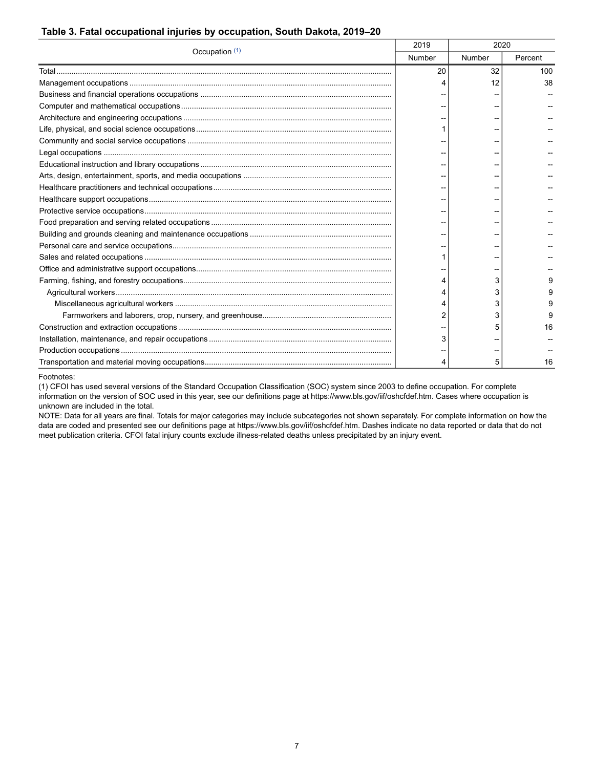### Table 3. Fatal occupational injuries by occupation, South Dakota, 2019–20

| Occupation (1) | 2019 | 2020 | |
|---|---|---|---|
| | Number | Number | Percent |
| Total | 20 | 32 | 100 |
| Management occupations | 4 | 12 | 38 |
| Business and financial operations occupations | -- | -- | -- |
| Computer and mathematical occupations | -- | -- | -- |
| Architecture and engineering occupations | -- | -- | -- |
| Life, physical, and social science occupations | 1 | -- | -- |
| Community and social service occupations | -- | -- | -- |
| Legal occupations | -- | -- | -- |
| Educational instruction and library occupations | -- | -- | -- |
| Arts, design, entertainment, sports, and media occupations | -- | -- | -- |
| Healthcare practitioners and technical occupations | -- | -- | -- |
| Healthcare support occupations | -- | -- | -- |
| Protective service occupations | -- | -- | -- |
| Food preparation and serving related occupations | -- | -- | -- |
| Building and grounds cleaning and maintenance occupations | -- | -- | -- |
| Personal care and service occupations | -- | -- | -- |
| Sales and related occupations | 1 | -- | -- |
| Office and administrative support occupations | -- | -- | -- |
| Farming, fishing, and forestry occupations | 4 | 3 | 9 |
| Agricultural workers | 4 | 3 | 9 |
| Miscellaneous agricultural workers | 4 | 3 | 9 |
| Farmworkers and laborers, crop, nursery, and greenhouse | 2 | 3 | 9 |
| Construction and extraction occupations | -- | 5 | 16 |
| Installation, maintenance, and repair occupations | 3 | -- | -- |
| Production occupations | -- | -- | -- |
| Transportation and material moving occupations | 4 | 5 | 16 |

Footnotes:
(1) CFOI has used several versions of the Standard Occupation Classification (SOC) system since 2003 to define occupation. For complete information on the version of SOC used in this year, see our definitions page at https://www.bls.gov/iif/oshcfdef.htm. Cases where occupation is unknown are included in the total.
NOTE: Data for all years are final. Totals for major categories may include subcategories not shown separately. For complete information on how the data are coded and presented see our definitions page at https://www.bls.gov/iif/oshcfdef.htm. Dashes indicate no data reported or data that do not meet publication criteria. CFOI fatal injury counts exclude illness-related deaths unless precipitated by an injury event.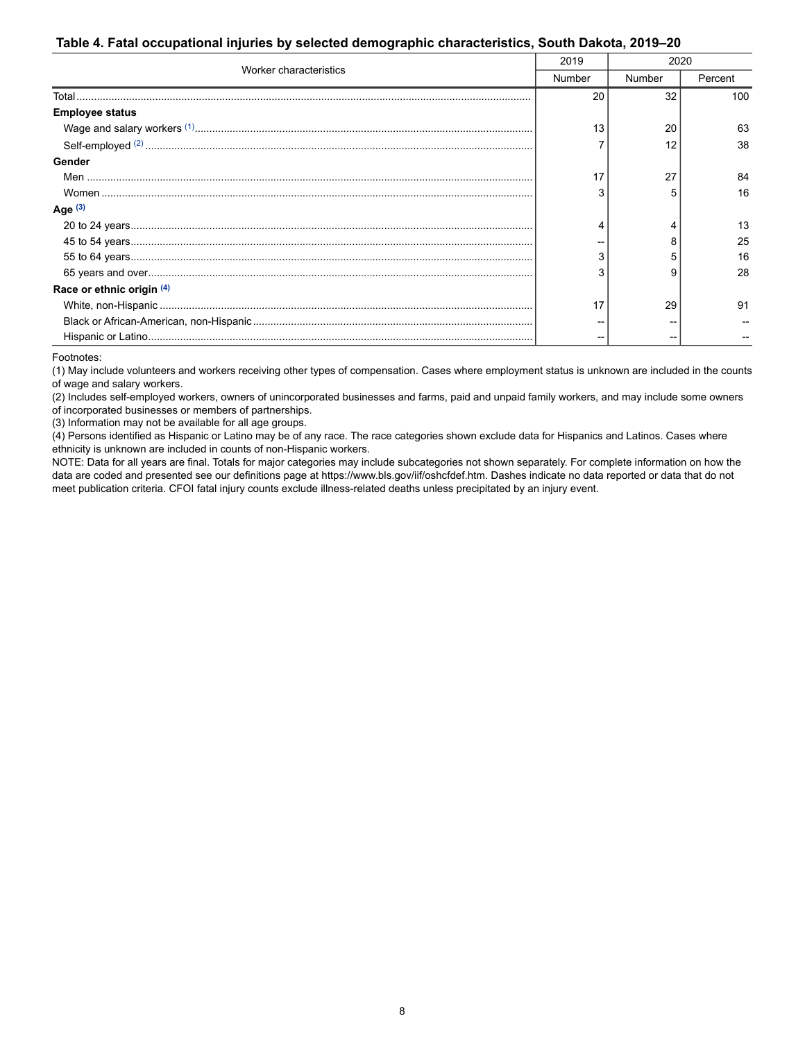### Table 4. Fatal occupational injuries by selected demographic characteristics, South Dakota, 2019–20

| Worker characteristics | 2019 | 2020 | |
|---|---|---|---|
| | Number | Number | Percent |
| Total | 20 | 32 | 100 |
| **Employee status** | | | |
| Wage and salary workers [(1)] | 13 | 20 | 63 |
| Self-employed [(2)] | 7 | 12 | 38 |
| **Gender** | | | |
| Men | 17 | 27 | 84 |
| Women | 3 | 5 | 16 |
| **Age [(3)]** | | | |
| 20 to 24 years | 4 | 4 | 13 |
| 45 to 54 years | -- | 8 | 25 |
| 55 to 64 years | 3 | 5 | 16 |
| 65 years and over | 3 | 9 | 28 |
| **Race or ethnic origin [(4)]** | | | |
| White, non-Hispanic | 17 | 29 | 91 |
| Black or African-American, non-Hispanic | -- | -- | -- |
| Hispanic or Latino | -- | -- | -- |

Footnotes:
(1) May include volunteers and workers receiving other types of compensation. Cases where employment status is unknown are included in the counts of wage and salary workers.
(2) Includes self-employed workers, owners of unincorporated businesses and farms, paid and unpaid family workers, and may include some owners of incorporated businesses or members of partnerships.
(3) Information may not be available for all age groups.
(4) Persons identified as Hispanic or Latino may be of any race. The race categories shown exclude data for Hispanics and Latinos. Cases where ethnicity is unknown are included in counts of non-Hispanic workers.
NOTE: Data for all years are final. Totals for major categories may include subcategories not shown separately. For complete information on how the data are coded and presented see our definitions page at https://www.bls.gov/iif/oshcfdef.htm. Dashes indicate no data reported or data that do not meet publication criteria. CFOI fatal injury counts exclude illness-related deaths unless precipitated by an injury event.